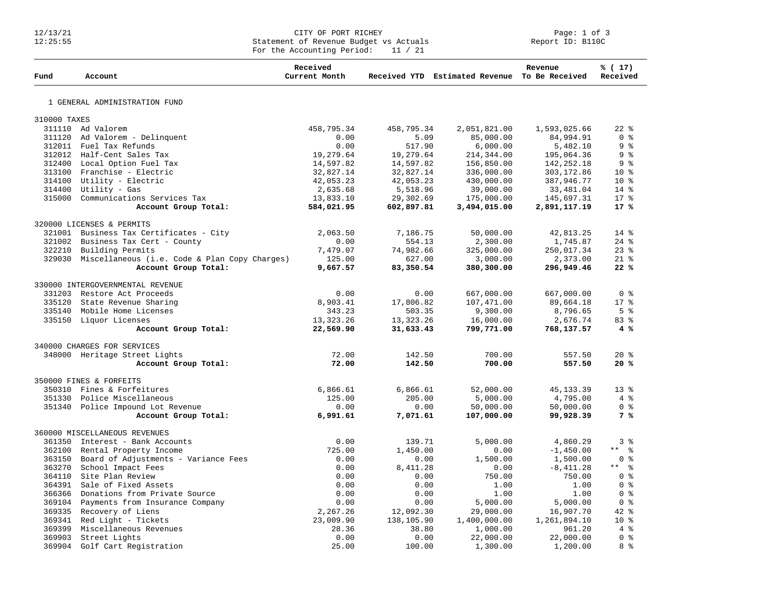12/13/21
12:25:55

CITY OF PORT RICHEY
Statement of Revenue Budget vs Actuals
For the Accounting Period: 11 / 21

Report ID: B110C

| Fund | Account | Received Current Month | Received YTD | Estimated Revenue | Revenue To Be Received | % ( 17) Received |
|---|---|---|---|---|---|---|
| **1 GENERAL ADMINISTRATION FUND** | | | | | | |
| **310000 TAXES** | | | | | | |
| 311110 | Ad Valorem | 458,795.34 | 458,795.34 | 2,051,821.00 | 1,593,025.66 | 22 % |
| 311120 | Ad Valorem - Delinquent | 0.00 | 5.09 | 85,000.00 | 84,994.91 | 0 % |
| 312011 | Fuel Tax Refunds | 0.00 | 517.90 | 6,000.00 | 5,482.10 | 9 % |
| 312012 | Half-Cent Sales Tax | 19,279.64 | 19,279.64 | 214,344.00 | 195,064.36 | 9 % |
| 312400 | Local Option Fuel Tax | 14,597.82 | 14,597.82 | 156,850.00 | 142,252.18 | 9 % |
| 313100 | Franchise - Electric | 32,827.14 | 32,827.14 | 336,000.00 | 303,172.86 | 10 % |
| 314100 | Utility - Electric | 42,053.23 | 42,053.23 | 430,000.00 | 387,946.77 | 10 % |
| 314400 | Utility - Gas | 2,635.68 | 5,518.96 | 39,000.00 | 33,481.04 | 14 % |
| 315000 | Communications Services Tax | 13,833.10 | 29,302.69 | 175,000.00 | 145,697.31 | 17 % |
| | **Account Group Total:** | **584,021.95** | **602,897.81** | **3,494,015.00** | **2,891,117.19** | **17 %** |
| **320000 LICENSES & PERMITS** | | | | | | |
| 321001 | Business Tax Certificates - City | 2,063.50 | 7,186.75 | 50,000.00 | 42,813.25 | 14 % |
| 321002 | Business Tax Cert - County | 0.00 | 554.13 | 2,300.00 | 1,745.87 | 24 % |
| 322210 | Building Permits | 7,479.07 | 74,982.66 | 325,000.00 | 250,017.34 | 23 % |
| 329030 | Miscellaneous (i.e. Code & Plan Copy Charges) | 125.00 | 627.00 | 3,000.00 | 2,373.00 | 21 % |
| | **Account Group Total:** | **9,667.57** | **83,350.54** | **380,300.00** | **296,949.46** | **22 %** |
| **330000 INTERGOVERNMENTAL REVENUE** | | | | | | |
| 331203 | Restore Act Proceeds | 0.00 | 0.00 | 667,000.00 | 667,000.00 | 0 % |
| 335120 | State Revenue Sharing | 8,903.41 | 17,806.82 | 107,471.00 | 89,664.18 | 17 % |
| 335140 | Mobile Home Licenses | 343.23 | 503.35 | 9,300.00 | 8,796.65 | 5 % |
| 335150 | Liquor Licenses | 13,323.26 | 13,323.26 | 16,000.00 | 2,676.74 | 83 % |
| | **Account Group Total:** | **22,569.90** | **31,633.43** | **799,771.00** | **768,137.57** | **4 %** |
| **340000 CHARGES FOR SERVICES** | | | | | | |
| 348000 | Heritage Street Lights | 72.00 | 142.50 | 700.00 | 557.50 | 20 % |
| | **Account Group Total:** | **72.00** | **142.50** | **700.00** | **557.50** | **20 %** |
| **350000 FINES & FORFEITS** | | | | | | |
| 350310 | Fines & Forfeitures | 6,866.61 | 6,866.61 | 52,000.00 | 45,133.39 | 13 % |
| 351330 | Police Miscellaneous | 125.00 | 205.00 | 5,000.00 | 4,795.00 | 4 % |
| 351340 | Police Impound Lot Revenue | 0.00 | 0.00 | 50,000.00 | 50,000.00 | 0 % |
| | **Account Group Total:** | **6,991.61** | **7,071.61** | **107,000.00** | **99,928.39** | **7 %** |
| **360000 MISCELLANEOUS REVENUES** | | | | | | |
| 361350 | Interest - Bank Accounts | 0.00 | 139.71 | 5,000.00 | 4,860.29 | 3 % |
| 362100 | Rental Property Income | 725.00 | 1,450.00 | 0.00 | -1,450.00 | ** % |
| 363150 | Board of Adjustments - Variance Fees | 0.00 | 0.00 | 1,500.00 | 1,500.00 | 0 % |
| 363270 | School Impact Fees | 0.00 | 8,411.28 | 0.00 | -8,411.28 | ** % |
| 364110 | Site Plan Review | 0.00 | 0.00 | 750.00 | 750.00 | 0 % |
| 364391 | Sale of Fixed Assets | 0.00 | 0.00 | 1.00 | 1.00 | 0 % |
| 366366 | Donations from Private Source | 0.00 | 0.00 | 1.00 | 1.00 | 0 % |
| 369104 | Payments from Insurance Company | 0.00 | 0.00 | 5,000.00 | 5,000.00 | 0 % |
| 369335 | Recovery of Liens | 2,267.26 | 12,092.30 | 29,000.00 | 16,907.70 | 42 % |
| 369341 | Red Light - Tickets | 23,009.90 | 138,105.90 | 1,400,000.00 | 1,261,894.10 | 10 % |
| 369399 | Miscellaneous Revenues | 28.36 | 38.80 | 1,000.00 | 961.20 | 4 % |
| 369903 | Street Lights | 0.00 | 0.00 | 22,000.00 | 22,000.00 | 0 % |
| 369904 | Golf Cart Registration | 25.00 | 100.00 | 1,300.00 | 1,200.00 | 8 % |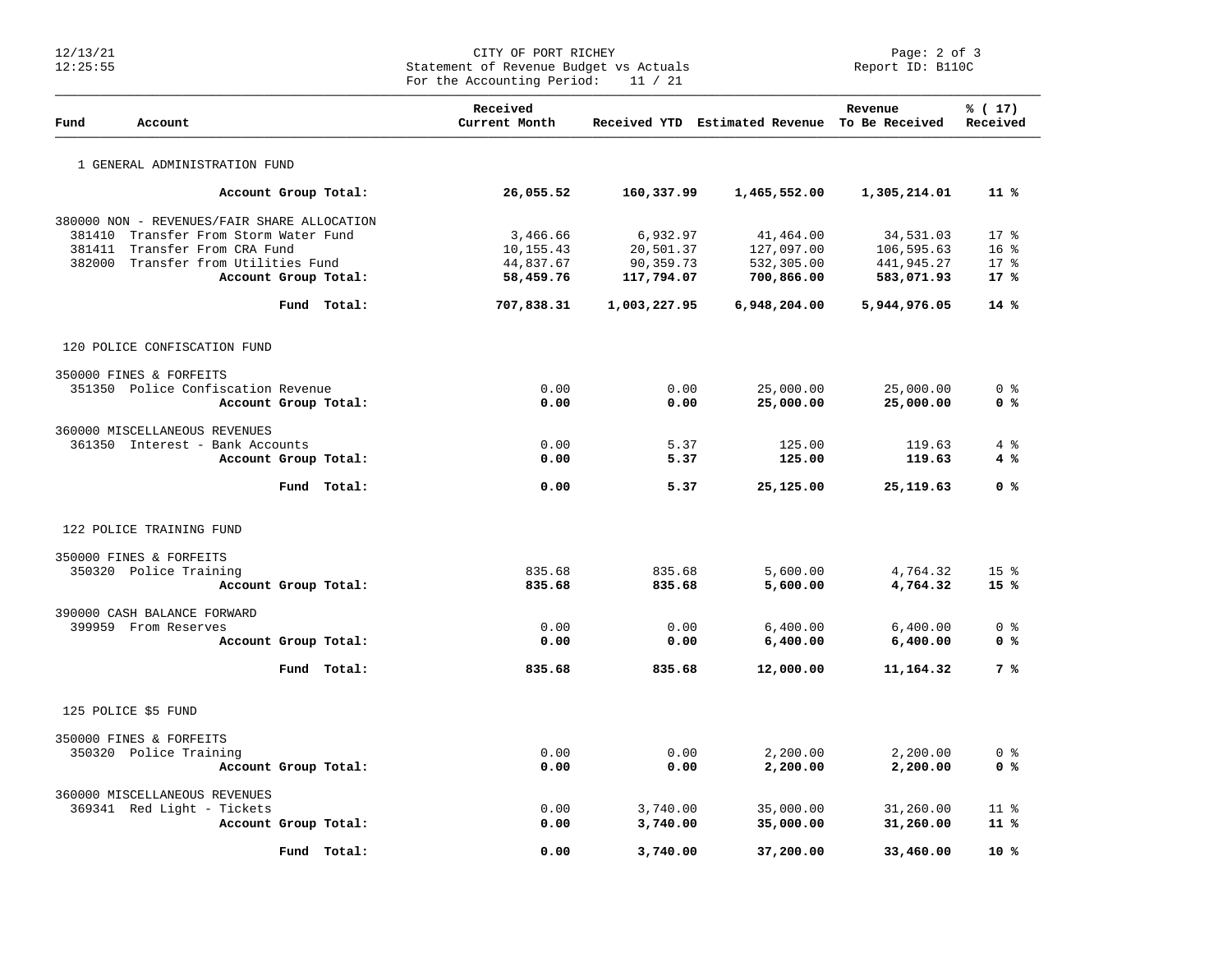CITY OF PORT RICHEY
Statement of Revenue Budget vs Actuals
For the Accounting Period: 11 / 21

Report ID: B110C

| Fund | Account | Received Current Month | Received YTD | Estimated Revenue | Revenue To Be Received | % ( 17) Received |
|---|---|---|---|---|---|---|
| 1 GENERAL ADMINISTRATION FUND | | | | | | |
| | **Account Group Total:** | **26,055.52** | **160,337.99** | **1,465,552.00** | **1,305,214.01** | **11 %** |
| 380000 NON - REVENUES/FAIR SHARE ALLOCATION | | | | | | |
| 381410 | Transfer From Storm Water Fund | 3,466.66 | 6,932.97 | 41,464.00 | 34,531.03 | 17 % |
| 381411 | Transfer From CRA Fund | 10,155.43 | 20,501.37 | 127,097.00 | 106,595.63 | 16 % |
| 382000 | Transfer from Utilities Fund | 44,837.67 | 90,359.73 | 532,305.00 | 441,945.27 | 17 % |
| | **Account Group Total:** | **58,459.76** | **117,794.07** | **700,866.00** | **583,071.93** | **17 %** |
| | **Fund Total:** | **707,838.31** | **1,003,227.95** | **6,948,204.00** | **5,944,976.05** | **14 %** |
| 120 POLICE CONFISCATION FUND | | | | | | |
| 350000 FINES & FORFEITS | | | | | | |
| 351350 | Police Confiscation Revenue | 0.00 | 0.00 | 25,000.00 | 25,000.00 | 0 % |
| | **Account Group Total:** | **0.00** | **0.00** | **25,000.00** | **25,000.00** | **0 %** |
| 360000 MISCELLANEOUS REVENUES | | | | | | |
| 361350 | Interest - Bank Accounts | 0.00 | 5.37 | 125.00 | 119.63 | 4 % |
| | **Account Group Total:** | **0.00** | **5.37** | **125.00** | **119.63** | **4 %** |
| | **Fund Total:** | **0.00** | **5.37** | **25,125.00** | **25,119.63** | **0 %** |
| 122 POLICE TRAINING FUND | | | | | | |
| 350000 FINES & FORFEITS | | | | | | |
| 350320 | Police Training | 835.68 | 835.68 | 5,600.00 | 4,764.32 | 15 % |
| | **Account Group Total:** | **835.68** | **835.68** | **5,600.00** | **4,764.32** | **15 %** |
| 390000 CASH BALANCE FORWARD | | | | | | |
| 399959 | From Reserves | 0.00 | 0.00 | 6,400.00 | 6,400.00 | 0 % |
| | **Account Group Total:** | **0.00** | **0.00** | **6,400.00** | **6,400.00** | **0 %** |
| | **Fund Total:** | **835.68** | **835.68** | **12,000.00** | **11,164.32** | **7 %** |
| 125 POLICE $5 FUND | | | | | | |
| 350000 FINES & FORFEITS | | | | | | |
| 350320 | Police Training | 0.00 | 0.00 | 2,200.00 | 2,200.00 | 0 % |
| | **Account Group Total:** | **0.00** | **0.00** | **2,200.00** | **2,200.00** | **0 %** |
| 360000 MISCELLANEOUS REVENUES | | | | | | |
| 369341 | Red Light - Tickets | 0.00 | 3,740.00 | 35,000.00 | 31,260.00 | 11 % |
| | **Account Group Total:** | **0.00** | **3,740.00** | **35,000.00** | **31,260.00** | **11 %** |
| | **Fund Total:** | **0.00** | **3,740.00** | **37,200.00** | **33,460.00** | **10 %** |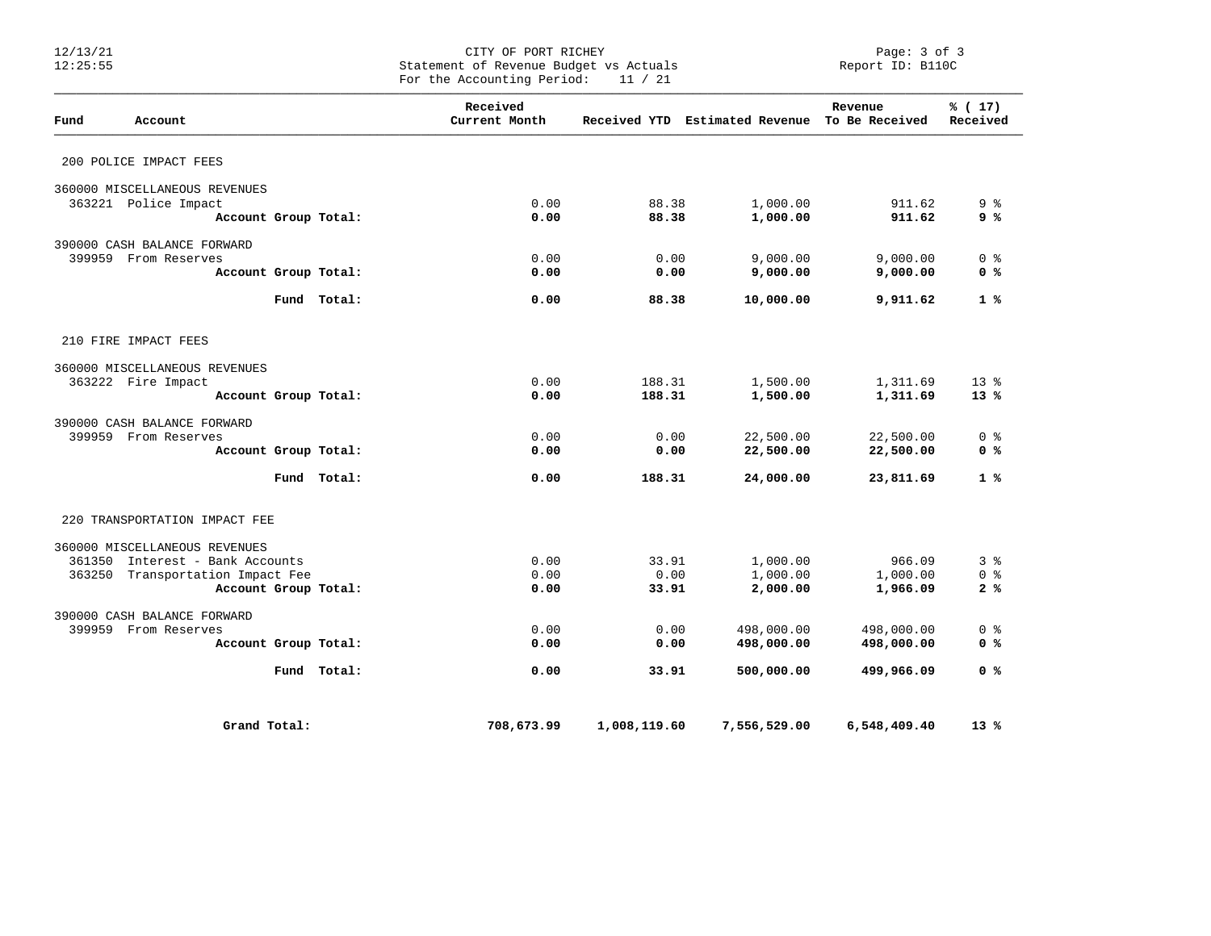CITY OF PORT RICHEY
Statement of Revenue Budget vs Actuals
For the Accounting Period: 11 / 21

12/13/21
12:25:55

Report ID: B110C

| Fund | Account | Received Current Month | Received YTD | Estimated Revenue | Revenue To Be Received | % ( 17) Received |
|---|---|---|---|---|---|---|
| 200 POLICE IMPACT FEES | | | | | | |
| 360000 MISCELLANEOUS REVENUES | | | | | | |
| 363221 | Police Impact | 0.00 | 88.38 | 1,000.00 | 911.62 | 9 % |
| | **Account Group Total:** | **0.00** | **88.38** | **1,000.00** | **911.62** | **9 %** |
| 390000 CASH BALANCE FORWARD | | | | | | |
| 399959 | From Reserves | 0.00 | 0.00 | 9,000.00 | 9,000.00 | 0 % |
| | **Account Group Total:** | **0.00** | **0.00** | **9,000.00** | **9,000.00** | **0 %** |
| | **Fund Total:** | **0.00** | **88.38** | **10,000.00** | **9,911.62** | **1 %** |
| 210 FIRE IMPACT FEES | | | | | | |
| 360000 MISCELLANEOUS REVENUES | | | | | | |
| 363222 | Fire Impact | 0.00 | 188.31 | 1,500.00 | 1,311.69 | 13 % |
| | **Account Group Total:** | **0.00** | **188.31** | **1,500.00** | **1,311.69** | **13 %** |
| 390000 CASH BALANCE FORWARD | | | | | | |
| 399959 | From Reserves | 0.00 | 0.00 | 22,500.00 | 22,500.00 | 0 % |
| | **Account Group Total:** | **0.00** | **0.00** | **22,500.00** | **22,500.00** | **0 %** |
| | **Fund Total:** | **0.00** | **188.31** | **24,000.00** | **23,811.69** | **1 %** |
| 220 TRANSPORTATION IMPACT FEE | | | | | | |
| 360000 MISCELLANEOUS REVENUES | | | | | | |
| 361350 | Interest - Bank Accounts | 0.00 | 33.91 | 1,000.00 | 966.09 | 3 % |
| 363250 | Transportation Impact Fee | 0.00 | 0.00 | 1,000.00 | 1,000.00 | 0 % |
| | **Account Group Total:** | **0.00** | **33.91** | **2,000.00** | **1,966.09** | **2 %** |
| 390000 CASH BALANCE FORWARD | | | | | | |
| 399959 | From Reserves | 0.00 | 0.00 | 498,000.00 | 498,000.00 | 0 % |
| | **Account Group Total:** | **0.00** | **0.00** | **498,000.00** | **498,000.00** | **0 %** |
| | **Fund Total:** | **0.00** | **33.91** | **500,000.00** | **499,966.09** | **0 %** |
| | **Grand Total:** | **708,673.99** | **1,008,119.60** | **7,556,529.00** | **6,548,409.40** | **13 %** |